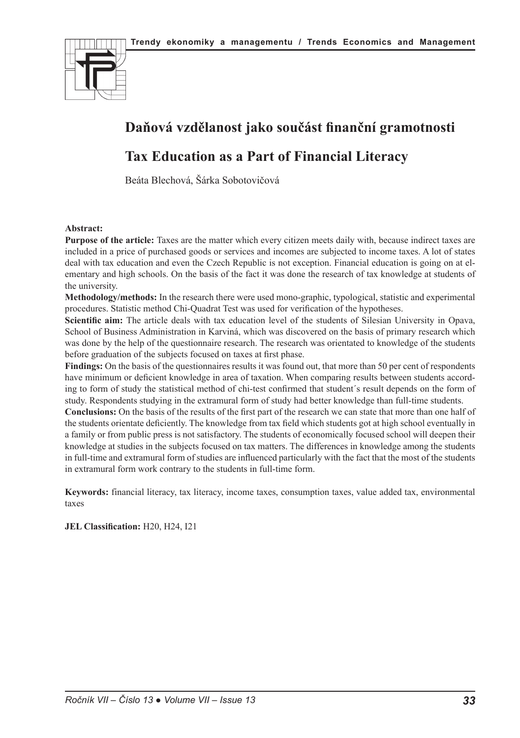# Daňová vzdělanost jako součást finanční gramotnosti

# Tax Education as a Part of Financial Literacy

Beáta Blechová, Šárka Sobotovičová

**Abstract:**

**Purpose of the article:** Taxes are the matter which every citizen meets daily with, because indirect taxes are included in a price of purchased goods or services and incomes are subjected to income taxes. A lot of states deal with tax education and even the Czech Republic is not exception. Financial education is going on at elementary and high schools. On the basis of the fact it was done the research of tax knowledge at students of the university.

**Methodology/methods:** In the research there were used mono-graphic, typological, statistic and experimental procedures. Statistic method Chi-Quadrat Test was used for verification of the hypotheses.

**Scientific aim:** The article deals with tax education level of the students of Silesian University in Opava, School of Business Administration in Karviná, which was discovered on the basis of primary research which was done by the help of the questionnaire research. The research was orientated to knowledge of the students before graduation of the subjects focused on taxes at first phase.

**Findings:** On the basis of the questionnaires results it was found out, that more than 50 per cent of respondents have minimum or deficient knowledge in area of taxation. When comparing results between students according to form of study the statistical method of chi-test confirmed that student´s result depends on the form of study. Respondents studying in the extramural form of study had better knowledge than full-time students.

**Conclusions:** On the basis of the results of the first part of the research we can state that more than one half of the students orientate deficiently. The knowledge from tax field which students got at high school eventually in a family or from public press is not satisfactory. The students of economically focused school will deepen their knowledge at studies in the subjects focused on tax matters. The differences in knowledge among the students in full-time and extramural form of studies are influenced particularly with the fact that the most of the students in extramural form work contrary to the students in full-time form.

**Keywords:** financial literacy, tax literacy, income taxes, consumption taxes, value added tax, environmental taxes

**JEL Classification:** H20, H24, I21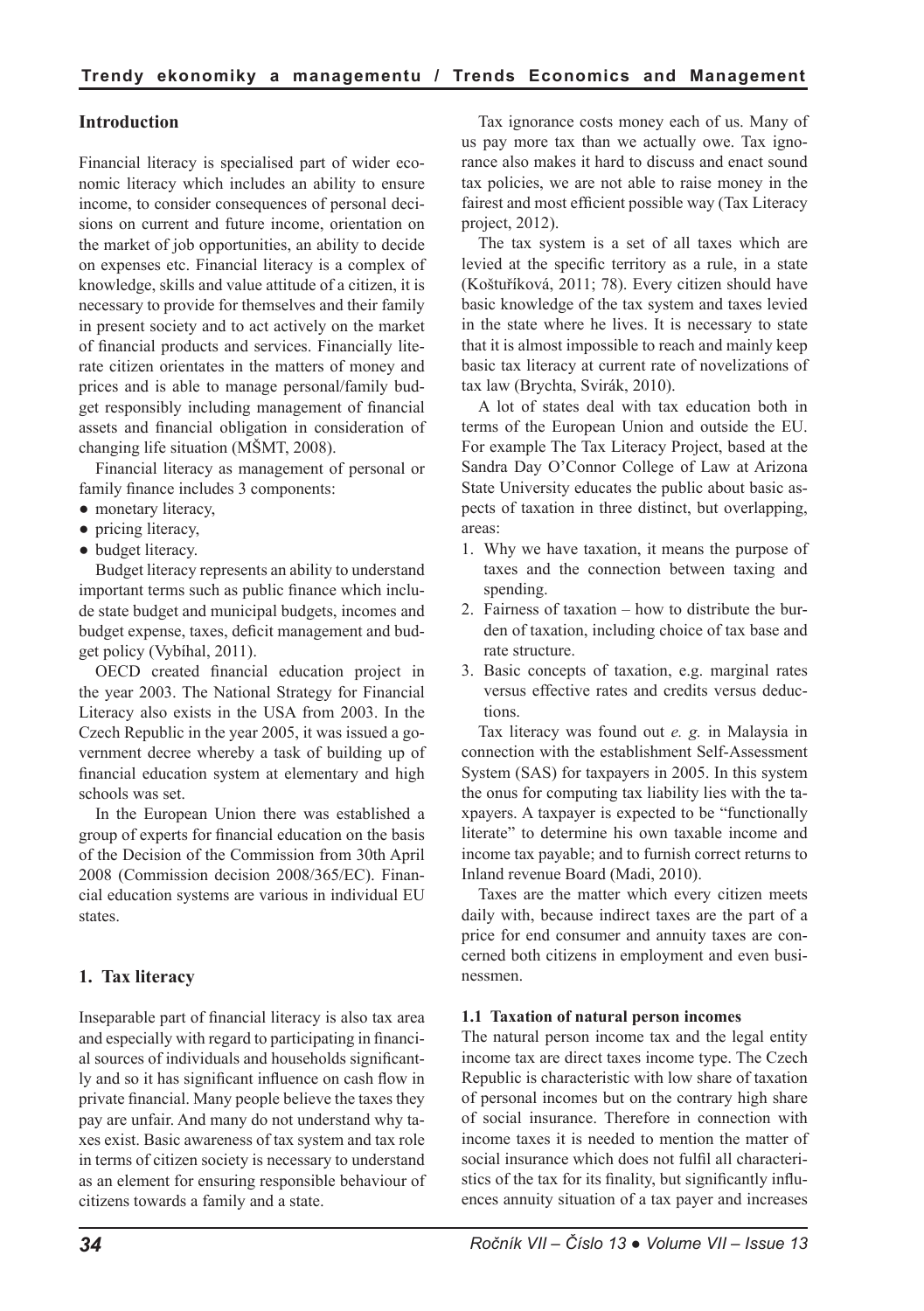## Introduction

Financial literacy is specialised part of wider economic literacy which includes an ability to ensure income, to consider consequences of personal decisions on current and future income, orientation on the market of job opportunities, an ability to decide on expenses etc. Financial literacy is a complex of knowledge, skills and value attitude of a citizen, it is necessary to provide for themselves and their family in present society and to act actively on the market of financial products and services. Financially literate citizen orientates in the matters of money and prices and is able to manage personal/family budget responsibly including management of financial assets and financial obligation in consideration of changing life situation (MŠMT, 2008).

Financial literacy as management of personal or family finance includes 3 components:

- monetary literacy,
- pricing literacy,
- budget literacy.

Budget literacy represents an ability to understand important terms such as public finance which include state budget and municipal budgets, incomes and budget expense, taxes, deficit management and budget policy (Vybíhal, 2011).

OECD created financial education project in the year 2003. The National Strategy for Financial Literacy also exists in the USA from 2003. In the Czech Republic in the year 2005, it was issued a government decree whereby a task of building up of financial education system at elementary and high schools was set.

In the European Union there was established a group of experts for financial education on the basis of the Decision of the Commission from 30th April 2008 (Commission decision 2008/365/EC). Financial education systems are various in individual EU states.

## 1. Tax literacy

Inseparable part of financial literacy is also tax area and especially with regard to participating in financial sources of individuals and households significantly and so it has significant influence on cash flow in private financial. Many people believe the taxes they pay are unfair. And many do not understand why taxes exist. Basic awareness of tax system and tax role in terms of citizen society is necessary to understand as an element for ensuring responsible behaviour of citizens towards a family and a state.

Tax ignorance costs money each of us. Many of us pay more tax than we actually owe. Tax ignorance also makes it hard to discuss and enact sound tax policies, we are not able to raise money in the fairest and most efficient possible way (Tax Literacy project, 2012).

The tax system is a set of all taxes which are levied at the specific territory as a rule, in a state (Koštuříková, 2011; 78). Every citizen should have basic knowledge of the tax system and taxes levied in the state where he lives. It is necessary to state that it is almost impossible to reach and mainly keep basic tax literacy at current rate of novelizations of tax law (Brychta, Svirák, 2010).

A lot of states deal with tax education both in terms of the European Union and outside the EU. For example The Tax Literacy Project, based at the Sandra Day O'Connor College of Law at Arizona State University educates the public about basic aspects of taxation in three distinct, but overlapping, areas:

1. Why we have taxation, it means the purpose of taxes and the connection between taxing and spending.
2. Fairness of taxation – how to distribute the burden of taxation, including choice of tax base and rate structure.
3. Basic concepts of taxation, e.g. marginal rates versus effective rates and credits versus deductions.

Tax literacy was found out *e. g.* in Malaysia in connection with the establishment Self-Assessment System (SAS) for taxpayers in 2005. In this system the onus for computing tax liability lies with the taxpayers. A taxpayer is expected to be "functionally literate" to determine his own taxable income and income tax payable; and to furnish correct returns to Inland revenue Board (Madi, 2010).

Taxes are the matter which every citizen meets daily with, because indirect taxes are the part of a price for end consumer and annuity taxes are concerned both citizens in employment and even businessmen.

### 1.1 Taxation of natural person incomes

The natural person income tax and the legal entity income tax are direct taxes income type. The Czech Republic is characteristic with low share of taxation of personal incomes but on the contrary high share of social insurance. Therefore in connection with income taxes it is needed to mention the matter of social insurance which does not fulfil all characteristics of the tax for its finality, but significantly influences annuity situation of a tax payer and increases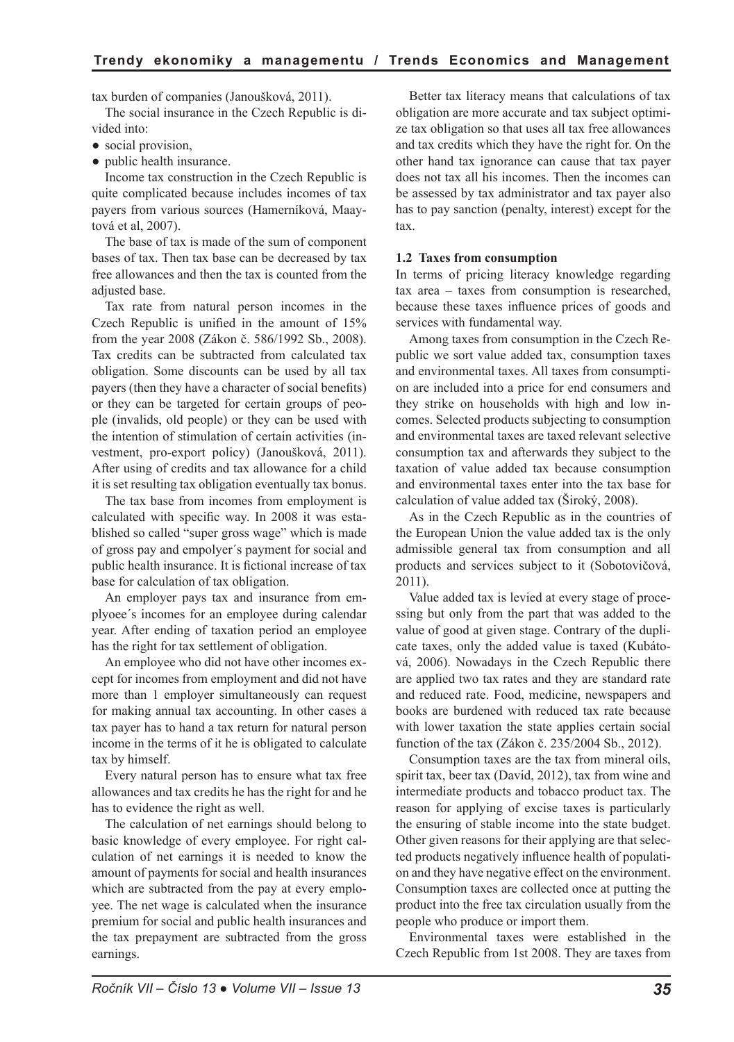tax burden of companies (Janoušková, 2011).

The social insurance in the Czech Republic is divided into:

- social provision,
- public health insurance.

Income tax construction in the Czech Republic is quite complicated because includes incomes of tax payers from various sources (Hamerníková, Maaytová et al, 2007).

The base of tax is made of the sum of component bases of tax. Then tax base can be decreased by tax free allowances and then the tax is counted from the adjusted base.

Tax rate from natural person incomes in the Czech Republic is unified in the amount of 15% from the year 2008 (Zákon č. 586/1992 Sb., 2008). Tax credits can be subtracted from calculated tax obligation. Some discounts can be used by all tax payers (then they have a character of social benefits) or they can be targeted for certain groups of people (invalids, old people) or they can be used with the intention of stimulation of certain activities (investment, pro-export policy) (Janoušková, 2011). After using of credits and tax allowance for a child it is set resulting tax obligation eventually tax bonus.

The tax base from incomes from employment is calculated with specific way. In 2008 it was established so called "super gross wage" which is made of gross pay and empolyer´s payment for social and public health insurance. It is fictional increase of tax base for calculation of tax obligation.

An employer pays tax and insurance from emplyoee´s incomes for an employee during calendar year. After ending of taxation period an employee has the right for tax settlement of obligation.

An employee who did not have other incomes except for incomes from employment and did not have more than 1 employer simultaneously can request for making annual tax accounting. In other cases a tax payer has to hand a tax return for natural person income in the terms of it he is obligated to calculate tax by himself.

Every natural person has to ensure what tax free allowances and tax credits he has the right for and he has to evidence the right as well.

The calculation of net earnings should belong to basic knowledge of every employee. For right calculation of net earnings it is needed to know the amount of payments for social and health insurances which are subtracted from the pay at every employee. The net wage is calculated when the insurance premium for social and public health insurances and the tax prepayment are subtracted from the gross earnings.

Better tax literacy means that calculations of tax obligation are more accurate and tax subject optimize tax obligation so that uses all tax free allowances and tax credits which they have the right for. On the other hand tax ignorance can cause that tax payer does not tax all his incomes. Then the incomes can be assessed by tax administrator and tax payer also has to pay sanction (penalty, interest) except for the tax.

### 1.2 Taxes from consumption

In terms of pricing literacy knowledge regarding tax area – taxes from consumption is researched, because these taxes influence prices of goods and services with fundamental way.

Among taxes from consumption in the Czech Republic we sort value added tax, consumption taxes and environmental taxes. All taxes from consumption are included into a price for end consumers and they strike on households with high and low incomes. Selected products subjecting to consumption and environmental taxes are taxed relevant selective consumption tax and afterwards they subject to the taxation of value added tax because consumption and environmental taxes enter into the tax base for calculation of value added tax (Široký, 2008).

As in the Czech Republic as in the countries of the European Union the value added tax is the only admissible general tax from consumption and all products and services subject to it (Sobotovičová, 2011).

Value added tax is levied at every stage of processing but only from the part that was added to the value of good at given stage. Contrary of the duplicate taxes, only the added value is taxed (Kubátová, 2006). Nowadays in the Czech Republic there are applied two tax rates and they are standard rate and reduced rate. Food, medicine, newspapers and books are burdened with reduced tax rate because with lower taxation the state applies certain social function of the tax (Zákon č. 235/2004 Sb., 2012).

Consumption taxes are the tax from mineral oils, spirit tax, beer tax (David, 2012), tax from wine and intermediate products and tobacco product tax. The reason for applying of excise taxes is particularly the ensuring of stable income into the state budget. Other given reasons for their applying are that selected products negatively influence health of population and they have negative effect on the environment. Consumption taxes are collected once at putting the product into the free tax circulation usually from the people who produce or import them.

Environmental taxes were established in the Czech Republic from 1st 2008. They are taxes from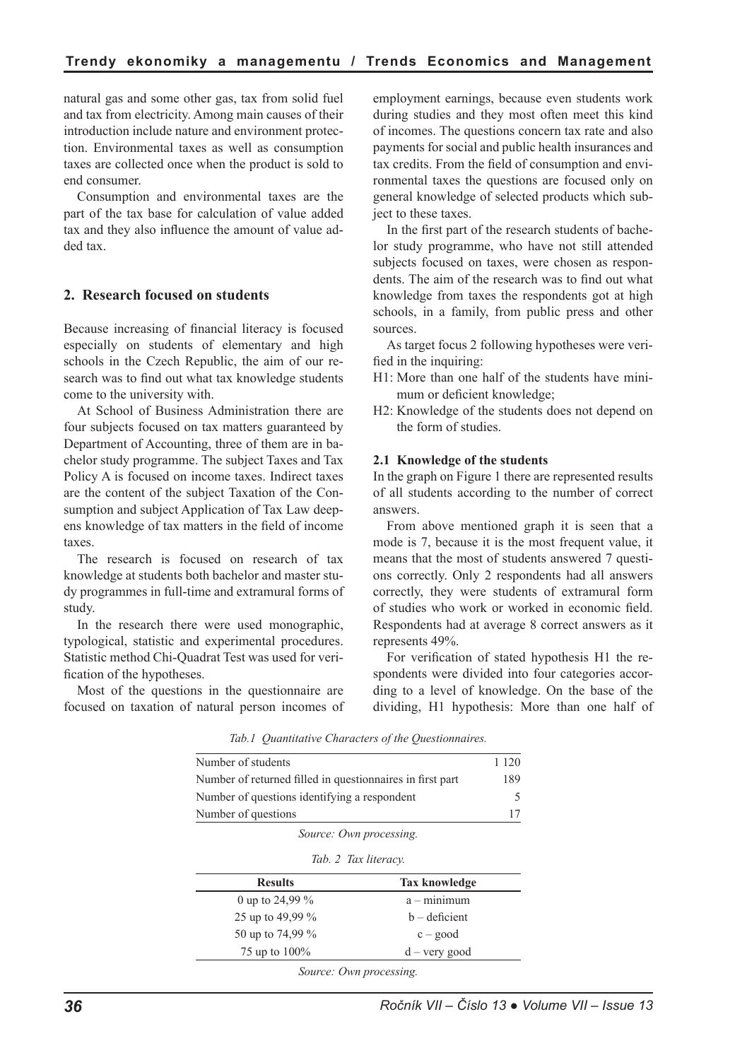natural gas and some other gas, tax from solid fuel and tax from electricity. Among main causes of their introduction include nature and environment protection. Environmental taxes as well as consumption taxes are collected once when the product is sold to end consumer.

Consumption and environmental taxes are the part of the tax base for calculation of value added tax and they also influence the amount of value added tax.

## 2. Research focused on students

Because increasing of financial literacy is focused especially on students of elementary and high schools in the Czech Republic, the aim of our research was to find out what tax knowledge students come to the university with.

At School of Business Administration there are four subjects focused on tax matters guaranteed by Department of Accounting, three of them are in bachelor study programme. The subject Taxes and Tax Policy A is focused on income taxes. Indirect taxes are the content of the subject Taxation of the Consumption and subject Application of Tax Law deepens knowledge of tax matters in the field of income taxes.

The research is focused on research of tax knowledge at students both bachelor and master study programmes in full-time and extramural forms of study.

In the research there were used monographic, typological, statistic and experimental procedures. Statistic method Chi-Quadrat Test was used for verification of the hypotheses.

Most of the questions in the questionnaire are focused on taxation of natural person incomes of employment earnings, because even students work during studies and they most often meet this kind of incomes. The questions concern tax rate and also payments for social and public health insurances and tax credits. From the field of consumption and environmental taxes the questions are focused only on general knowledge of selected products which subject to these taxes.

In the first part of the research students of bachelor study programme, who have not still attended subjects focused on taxes, were chosen as respondents. The aim of the research was to find out what knowledge from taxes the respondents got at high schools, in a family, from public press and other sources.

As target focus 2 following hypotheses were verified in the inquiring:

- H1: More than one half of the students have minimum or deficient knowledge;
- H2: Knowledge of the students does not depend on the form of studies.

### 2.1 Knowledge of the students

In the graph on Figure 1 there are represented results of all students according to the number of correct answers.

From above mentioned graph it is seen that a mode is 7, because it is the most frequent value, it means that the most of students answered 7 questions correctly. Only 2 respondents had all answers correctly, they were students of extramural form of studies who work or worked in economic field. Respondents had at average 8 correct answers as it represents 49%.

For verification of stated hypothesis H1 the respondents were divided into four categories according to a level of knowledge. On the base of the dividing, H1 hypothesis: More than one half of

*Tab.1 Quantitative Characters of the Questionnaires.*

| | |
|---|---|
| Number of students | 1 120 |
| Number of returned filled in questionnaires in first part | 189 |
| Number of questions identifying a respondent | 5 |
| Number of questions | 17 |

*Source: Own processing.*

*Tab. 2 Tax literacy.*

| Results | Tax knowledge |
|---|---|
| 0 up to 24,99 % | a – minimum |
| 25 up to 49,99 % | b – deficient |
| 50 up to 74,99 % | c – good |
| 75 up to 100% | d – very good |

*Source: Own processing.*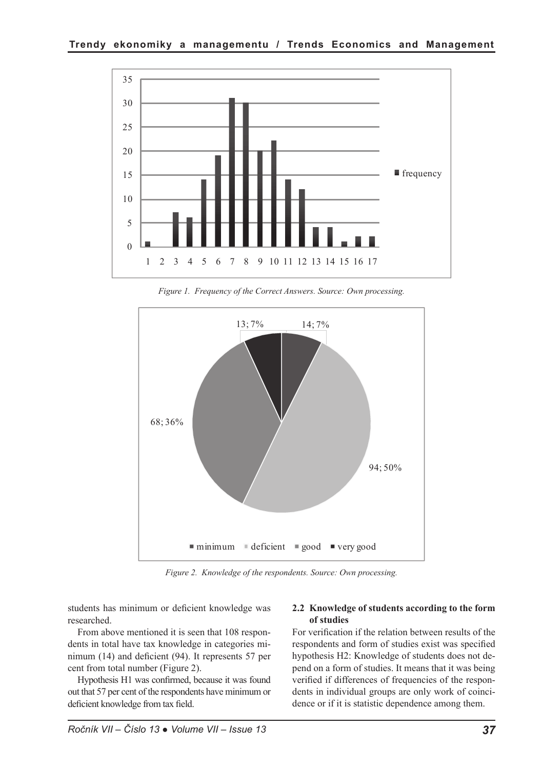*Figure 1. Frequency of the Correct Answers. Source: Own processing.*

*Figure 2. Knowledge of the respondents. Source: Own processing.*

students has minimum or deficient knowledge was researched.

From above mentioned it is seen that 108 respondents in total have tax knowledge in categories minimum (14) and deficient (94). It represents 57 per cent from total number (Figure 2).

Hypothesis H1 was confirmed, because it was found out that 57 per cent of the respondents have minimum or deficient knowledge from tax field.

### 2.2 Knowledge of students according to the form of studies

For verification if the relation between results of the respondents and form of studies exist was specified hypothesis H2: Knowledge of students does not depend on a form of studies. It means that it was being verified if differences of frequencies of the respondents in individual groups are only work of coincidence or if it is statistic dependence among them.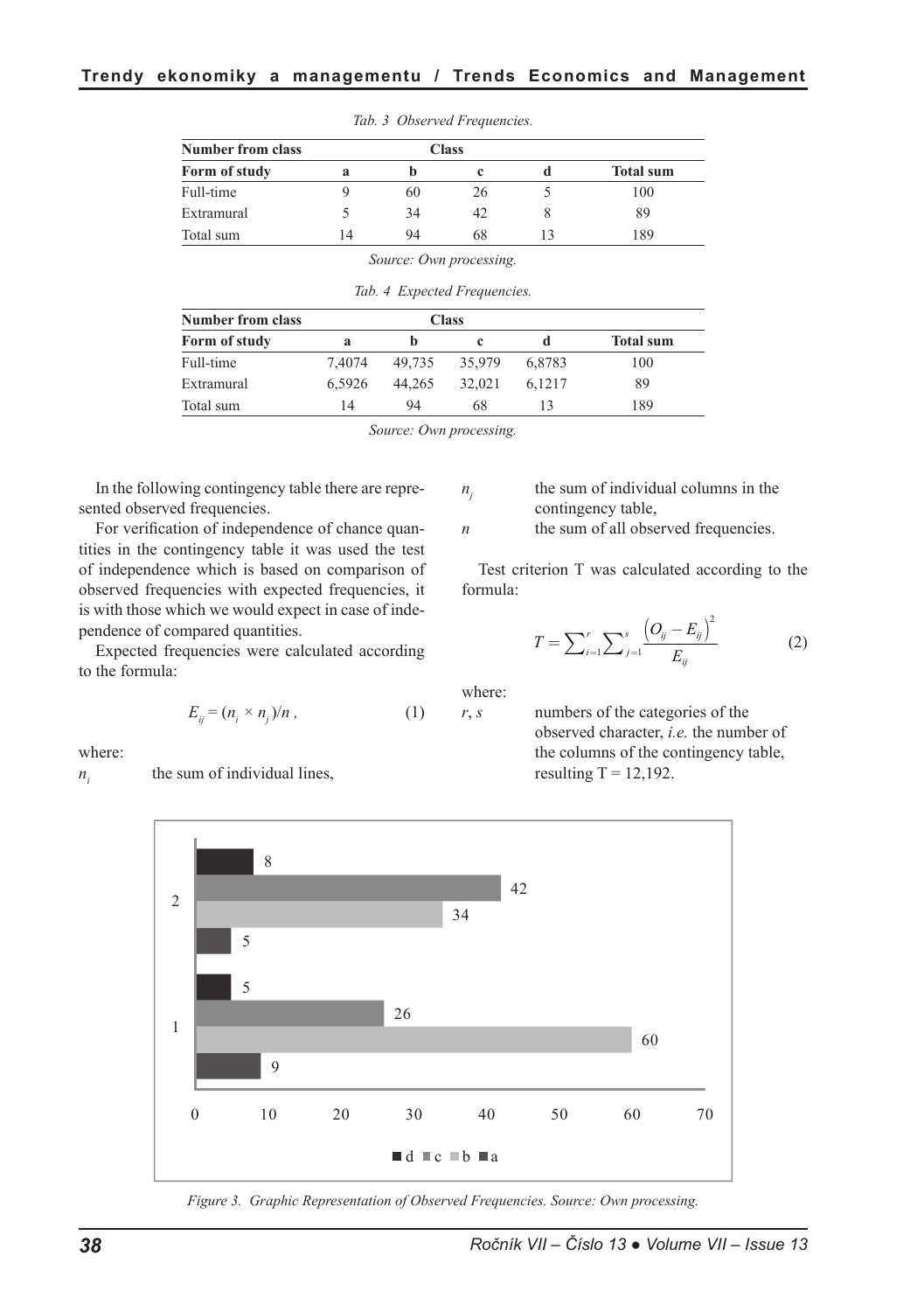*Tab. 3 Observed Frequencies.*

| Number from class | Class | | | | |
|---|---|---|---|---|---|
| **Form of study** | **a** | **b** | **c** | **d** | **Total sum** |
| Full-time | 9 | 60 | 26 | 5 | 100 |
| Extramural | 5 | 34 | 42 | 8 | 89 |
| Total sum | 14 | 94 | 68 | 13 | 189 |

*Source: Own processing.*

*Tab. 4 Expected Frequencies.*

| Number from class | Class | | | | |
|---|---|---|---|---|---|
| **Form of study** | **a** | **b** | **c** | **d** | **Total sum** |
| Full-time | 7,4074 | 49,735 | 35,979 | 6,8783 | 100 |
| Extramural | 6,5926 | 44,265 | 32,021 | 6,1217 | 89 |
| Total sum | 14 | 94 | 68 | 13 | 189 |

*Source: Own processing.*

In the following contingency table there are represented observed frequencies.

For verification of independence of chance quantities in the contingency table it was used the test of independence which is based on comparison of observed frequencies with expected frequencies, it is with those which we would expect in case of independence of compared quantities.

Expected frequencies were calculated according to the formula:

$$E_{ij} = (n_i \times n_j)/n \,, \tag{1}$$

where:

$n_i$ the sum of individual lines,

$n_j$ the sum of individual columns in the contingency table,

$n$ the sum of all observed frequencies.

Test criterion T was calculated according to the formula:

$$T = \sum_{i=1}^{r} \sum_{j=1}^{s} \frac{\left(O_{ij} - E_{ij}\right)^2}{E_{ij}} \tag{2}$$

where:

$r$, $s$ numbers of the categories of the observed character, *i.e.* the number of the columns of the contingency table, resulting T = 12,192.

*Figure 3. Graphic Representation of Observed Frequencies. Source: Own processing.*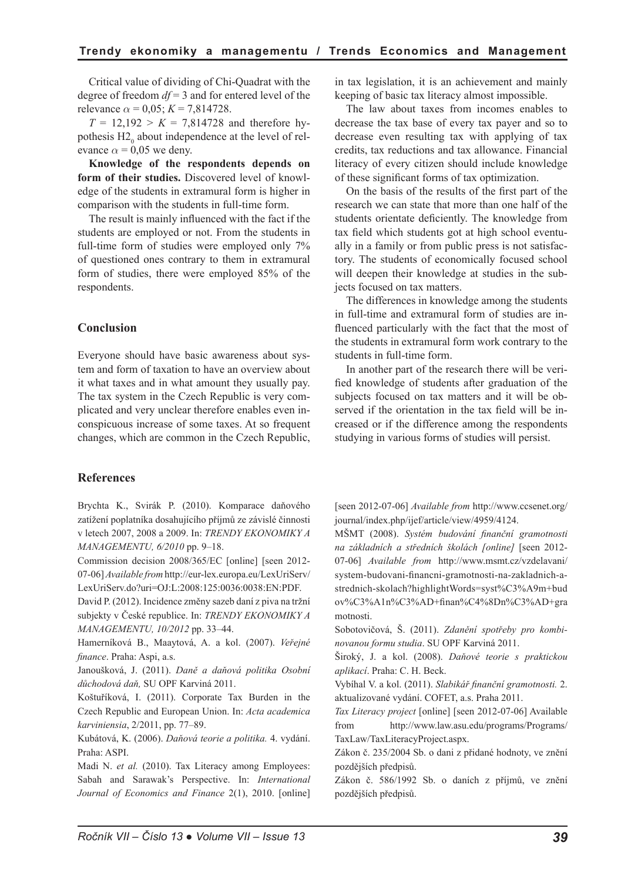Critical value of dividing of Chi-Quadrat with the degree of freedom $df = 3$ and for entered level of the relevance $\alpha = 0{,}05$; $K = 7{,}814728$.

$T = 12{,}192 > K = 7{,}814728$ and therefore hypothesis $H2_0$ about independence at the level of relevance $\alpha = 0{,}05$ we deny.

**Knowledge of the respondents depends on form of their studies.** Discovered level of knowledge of the students in extramural form is higher in comparison with the students in full-time form.

The result is mainly influenced with the fact if the students are employed or not. From the students in full-time form of studies were employed only 7% of questioned ones contrary to them in extramural form of studies, there were employed 85% of the respondents.

## Conclusion

Everyone should have basic awareness about system and form of taxation to have an overview about it what taxes and in what amount they usually pay. The tax system in the Czech Republic is very complicated and very unclear therefore enables even inconspicuous increase of some taxes. At so frequent changes, which are common in the Czech Republic, in tax legislation, it is an achievement and mainly keeping of basic tax literacy almost impossible.

The law about taxes from incomes enables to decrease the tax base of every tax payer and so to decrease even resulting tax with applying of tax credits, tax reductions and tax allowance. Financial literacy of every citizen should include knowledge of these significant forms of tax optimization.

On the basis of the results of the first part of the research we can state that more than one half of the students orientate deficiently. The knowledge from tax field which students got at high school eventually in a family or from public press is not satisfactory. The students of economically focused school will deepen their knowledge at studies in the subjects focused on tax matters.

The differences in knowledge among the students in full-time and extramural form of studies are influenced particularly with the fact that the most of the students in extramural form work contrary to the students in full-time form.

In another part of the research there will be verified knowledge of students after graduation of the subjects focused on tax matters and it will be observed if the orientation in the tax field will be increased or if the difference among the respondents studying in various forms of studies will persist.

## References

Brychta K., Svirák P. (2010). Komparace daňového zatížení poplatníka dosahujícího příjmů ze závislé činnosti v letech 2007, 2008 a 2009. In: *TRENDY EKONOMIKY A MANAGEMENTU, 6/2010* pp. 9–18.

Commission decision 2008/365/EC [online] [seen 2012-07-06] *Available from* http://eur-lex.europa.eu/LexUriServ/LexUriServ.do?uri=OJ:L:2008:125:0036:0038:EN:PDF.

David P. (2012). Incidence změny sazeb daní z piva na tržní subjekty v České republice. In: *TRENDY EKONOMIKY A MANAGEMENTU, 10/2012* pp. 33–44.

Hamerníková B., Maaytová, A. a kol. (2007). *Veřejné finance*. Praha: Aspi, a.s.

Janoušková, J. (2011). *Daně a daňová politika Osobní důchodová daň,* SU OPF Karviná 2011.

Koštuříková, I. (2011). Corporate Tax Burden in the Czech Republic and European Union. In: *Acta academica karviniensia*, 2/2011, pp. 77–89.

Kubátová, K. (2006). *Daňová teorie a politika.* 4. vydání. Praha: ASPI.

Madi N. *et al.* (2010). Tax Literacy among Employees: Sabah and Sarawak's Perspective. In: *International Journal of Economics and Finance* 2(1), 2010. [online] [seen 2012-07-06] *Available from* http://www.ccsenet.org/journal/index.php/ijef/article/view/4959/4124.

MŠMT (2008). *Systém budování finanční gramotnosti na základních a středních školách [online]* [seen 2012-07-06] *Available from* http://www.msmt.cz/vzdelavani/system-budovani-financni-gramotnosti-na-zakladnich-a-strednich-skolach?highlightWords=syst%C3%A9m+budov%C3%A1n%C3%AD+finan%C4%8Dn%C3%AD+gramotnosti.

Sobotovičová, Š. (2011). *Zdanění spotřeby pro kombinovanou formu studia*. SU OPF Karviná 2011.

Široký, J. a kol. (2008). *Daňové teorie s praktickou aplikací*. Praha: C. H. Beck.

Vybíhal V. a kol. (2011). *Slabikář finanční gramotnosti.* 2. aktualizované vydání. COFET, a.s. Praha 2011.

*Tax Literacy project* [online] [seen 2012-07-06] Available from http://www.law.asu.edu/programs/Programs/TaxLaw/TaxLiteracyProject.aspx.

Zákon č. 235/2004 Sb. o dani z přidané hodnoty, ve znění pozdějších předpisů.

Zákon č. 586/1992 Sb. o daních z příjmů, ve znění pozdějších předpisů.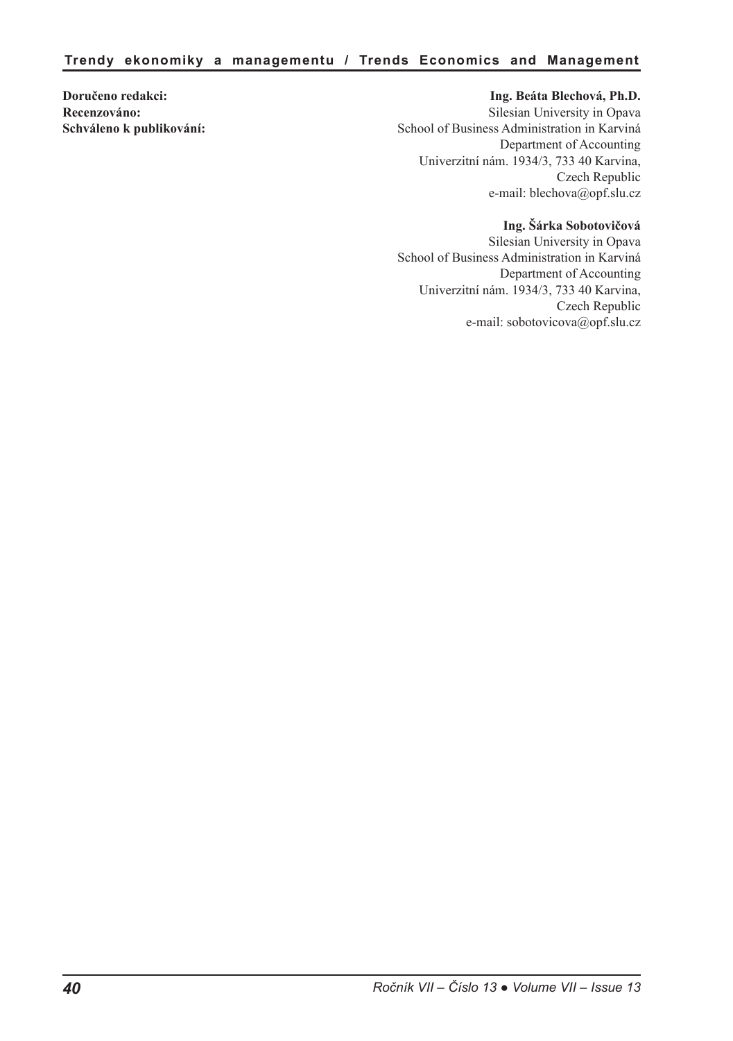**Doručeno redakci:**
**Recenzováno:**
**Schváleno k publikování:**

**Ing. Beáta Blechová, Ph.D.**
Silesian University in Opava
School of Business Administration in Karviná
Department of Accounting
Univerzitní nám. 1934/3, 733 40 Karvina,
Czech Republic
e-mail: blechova@opf.slu.cz

**Ing. Šárka Sobotovičová**
Silesian University in Opava
School of Business Administration in Karviná
Department of Accounting
Univerzitní nám. 1934/3, 733 40 Karvina,
Czech Republic
e-mail: sobotovicova@opf.slu.cz